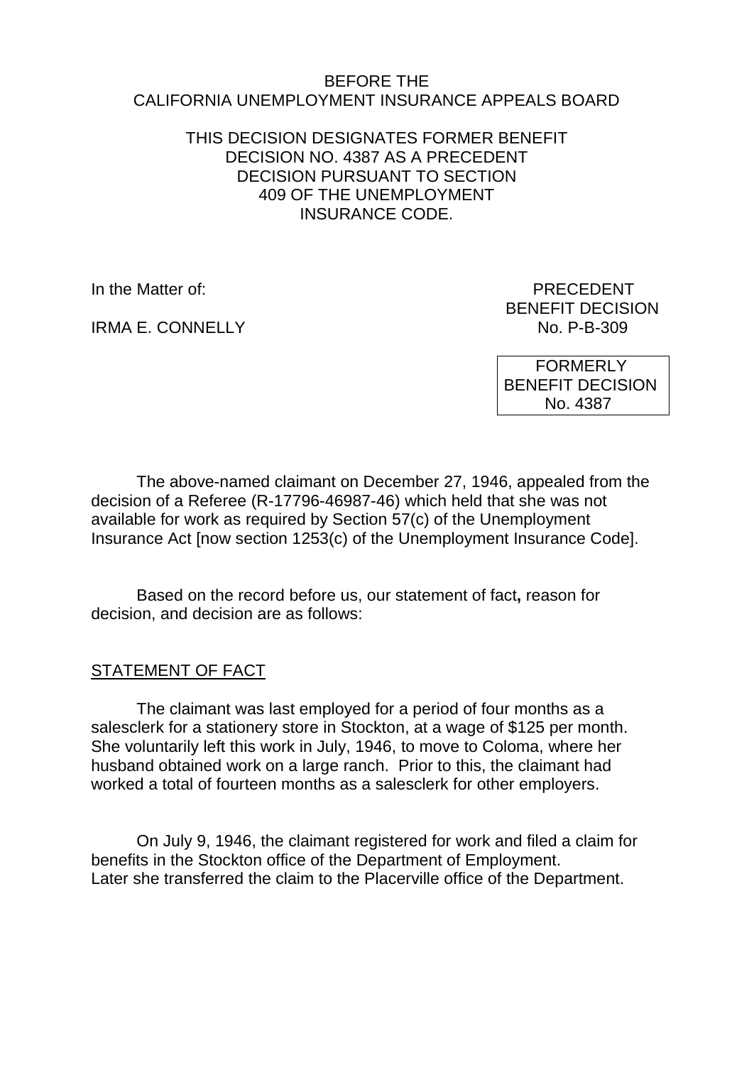BEFORE THE
CALIFORNIA UNEMPLOYMENT INSURANCE APPEALS BOARD

THIS DECISION DESIGNATES FORMER BENEFIT DECISION NO. 4387 AS A PRECEDENT DECISION PURSUANT TO SECTION 409 OF THE UNEMPLOYMENT INSURANCE CODE.

In the Matter of:

IRMA E. CONNELLY

PRECEDENT
BENEFIT DECISION
No. P-B-309

FORMERLY
BENEFIT DECISION
No. 4387

The above-named claimant on December 27, 1946, appealed from the decision of a Referee (R-17796-46987-46) which held that she was not available for work as required by Section 57(c) of the Unemployment Insurance Act [now section 1253(c) of the Unemployment Insurance Code].

Based on the record before us, our statement of fact**,** reason for decision, and decision are as follows:

STATEMENT OF FACT

The claimant was last employed for a period of four months as a salesclerk for a stationery store in Stockton, at a wage of $125 per month. She voluntarily left this work in July, 1946, to move to Coloma, where her husband obtained work on a large ranch. Prior to this, the claimant had worked a total of fourteen months as a salesclerk for other employers.

On July 9, 1946, the claimant registered for work and filed a claim for benefits in the Stockton office of the Department of Employment. Later she transferred the claim to the Placerville office of the Department.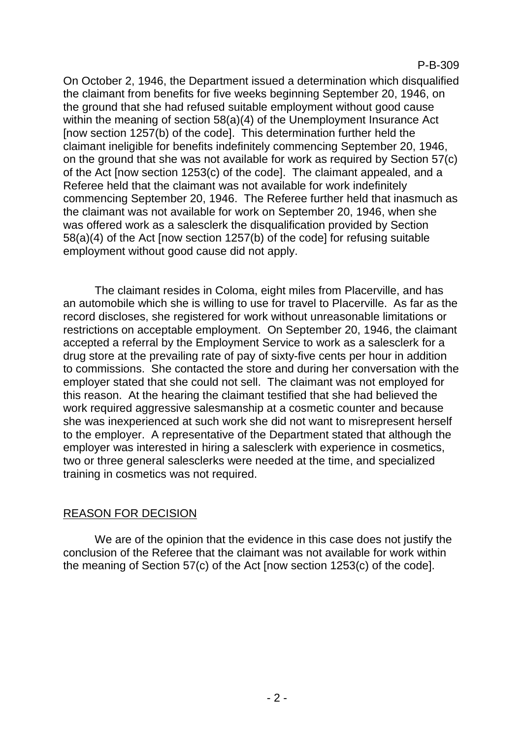On October 2, 1946, the Department issued a determination which disqualified the claimant from benefits for five weeks beginning September 20, 1946, on the ground that she had refused suitable employment without good cause within the meaning of section 58(a)(4) of the Unemployment Insurance Act [now section 1257(b) of the code]. This determination further held the claimant ineligible for benefits indefinitely commencing September 20, 1946, on the ground that she was not available for work as required by Section 57(c) of the Act [now section 1253(c) of the code]. The claimant appealed, and a Referee held that the claimant was not available for work indefinitely commencing September 20, 1946. The Referee further held that inasmuch as the claimant was not available for work on September 20, 1946, when she was offered work as a salesclerk the disqualification provided by Section 58(a)(4) of the Act [now section 1257(b) of the code] for refusing suitable employment without good cause did not apply.

The claimant resides in Coloma, eight miles from Placerville, and has an automobile which she is willing to use for travel to Placerville. As far as the record discloses, she registered for work without unreasonable limitations or restrictions on acceptable employment. On September 20, 1946, the claimant accepted a referral by the Employment Service to work as a salesclerk for a drug store at the prevailing rate of pay of sixty-five cents per hour in addition to commissions. She contacted the store and during her conversation with the employer stated that she could not sell. The claimant was not employed for this reason. At the hearing the claimant testified that she had believed the work required aggressive salesmanship at a cosmetic counter and because she was inexperienced at such work she did not want to misrepresent herself to the employer. A representative of the Department stated that although the employer was interested in hiring a salesclerk with experience in cosmetics, two or three general salesclerks were needed at the time, and specialized training in cosmetics was not required.

## REASON FOR DECISION

We are of the opinion that the evidence in this case does not justify the conclusion of the Referee that the claimant was not available for work within the meaning of Section 57(c) of the Act [now section 1253(c) of the code].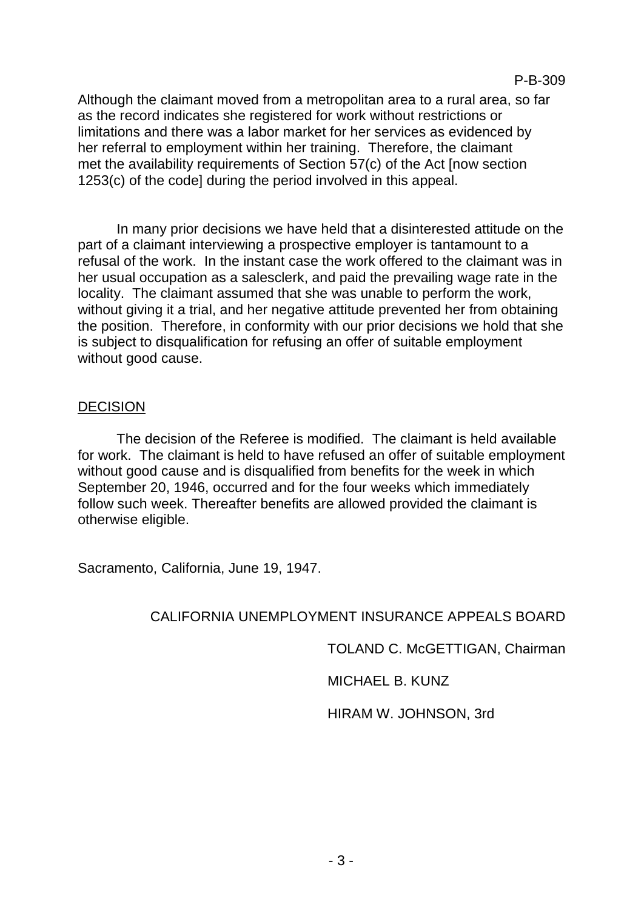Although the claimant moved from a metropolitan area to a rural area, so far as the record indicates she registered for work without restrictions or limitations and there was a labor market for her services as evidenced by her referral to employment within her training. Therefore, the claimant met the availability requirements of Section 57(c) of the Act [now section 1253(c) of the code] during the period involved in this appeal.

In many prior decisions we have held that a disinterested attitude on the part of a claimant interviewing a prospective employer is tantamount to a refusal of the work. In the instant case the work offered to the claimant was in her usual occupation as a salesclerk, and paid the prevailing wage rate in the locality. The claimant assumed that she was unable to perform the work, without giving it a trial, and her negative attitude prevented her from obtaining the position. Therefore, in conformity with our prior decisions we hold that she is subject to disqualification for refusing an offer of suitable employment without good cause.

## DECISION

The decision of the Referee is modified. The claimant is held available for work. The claimant is held to have refused an offer of suitable employment without good cause and is disqualified from benefits for the week in which September 20, 1946, occurred and for the four weeks which immediately follow such week. Thereafter benefits are allowed provided the claimant is otherwise eligible.

Sacramento, California, June 19, 1947.

CALIFORNIA UNEMPLOYMENT INSURANCE APPEALS BOARD

TOLAND C. McGETTIGAN, Chairman

MICHAEL B. KUNZ

HIRAM W. JOHNSON, 3rd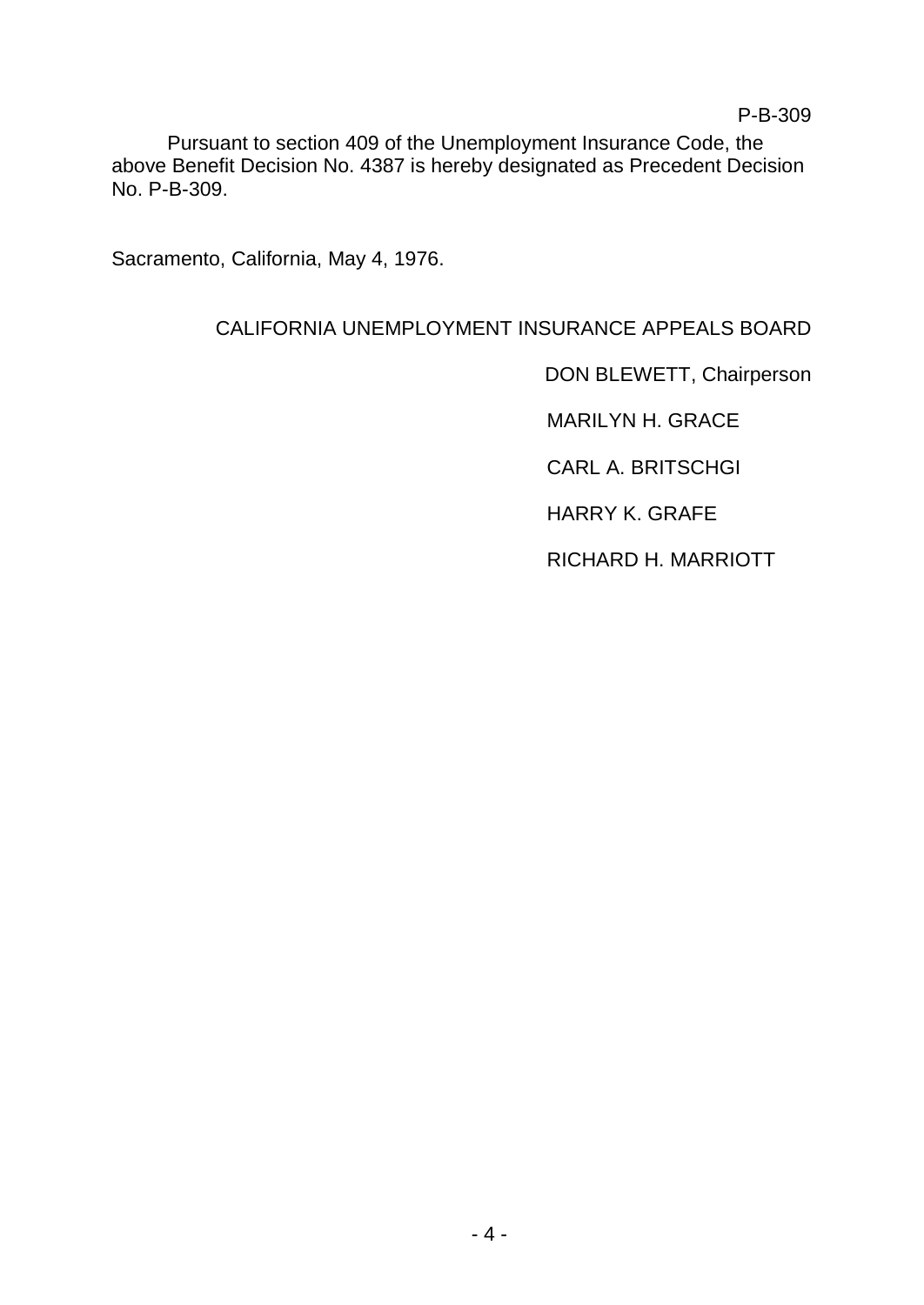Pursuant to section 409 of the Unemployment Insurance Code, the above Benefit Decision No. 4387 is hereby designated as Precedent Decision No. P-B-309.

Sacramento, California, May 4, 1976.

CALIFORNIA UNEMPLOYMENT INSURANCE APPEALS BOARD

DON BLEWETT, Chairperson

MARILYN H. GRACE

CARL A. BRITSCHGI

HARRY K. GRAFE

RICHARD H. MARRIOTT